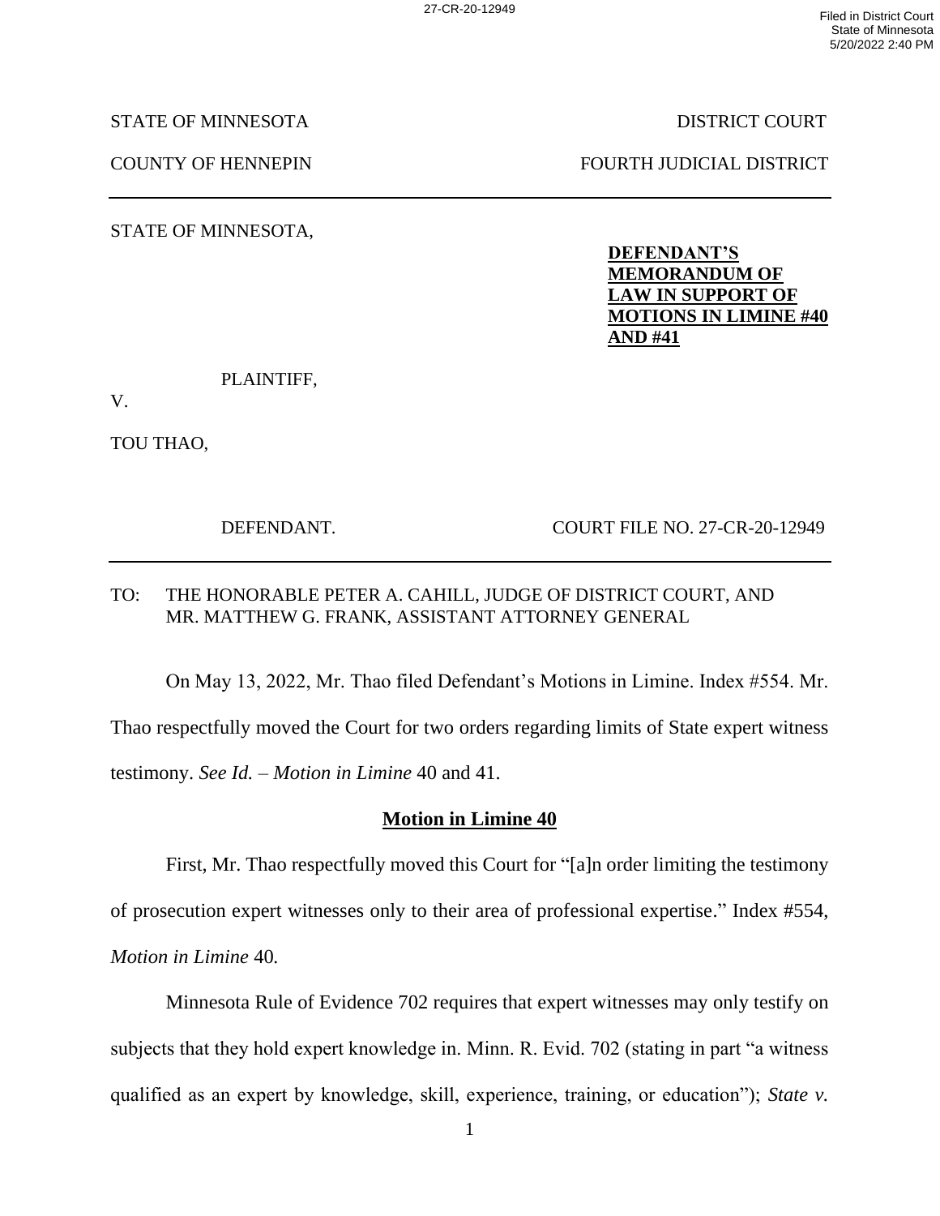STATE OF MINNESOTA — DISTRICT COURT

COUNTY OF HENNEPIN — FOURTH JUDICIAL DISTRICT

---

STATE OF MINNESOTA,

PLAINTIFF,

V.

TOU THAO,

DEFENDANT.

**DEFENDANT'S MEMORANDUM OF LAW IN SUPPORT OF MOTIONS IN LIMINE #40 AND #41**

COURT FILE NO. 27-CR-20-12949

---

TO: THE HONORABLE PETER A. CAHILL, JUDGE OF DISTRICT COURT, AND MR. MATTHEW G. FRANK, ASSISTANT ATTORNEY GENERAL

On May 13, 2022, Mr. Thao filed Defendant's Motions in Limine. Index #554. Mr. Thao respectfully moved the Court for two orders regarding limits of State expert witness testimony. *See Id.* – *Motion in Limine* 40 and 41.

## Motion in Limine 40

First, Mr. Thao respectfully moved this Court for "[a]n order limiting the testimony of prosecution expert witnesses only to their area of professional expertise." Index #554, *Motion in Limine* 40.

Minnesota Rule of Evidence 702 requires that expert witnesses may only testify on subjects that they hold expert knowledge in. Minn. R. Evid. 702 (stating in part "a witness qualified as an expert by knowledge, skill, experience, training, or education"); *State v.*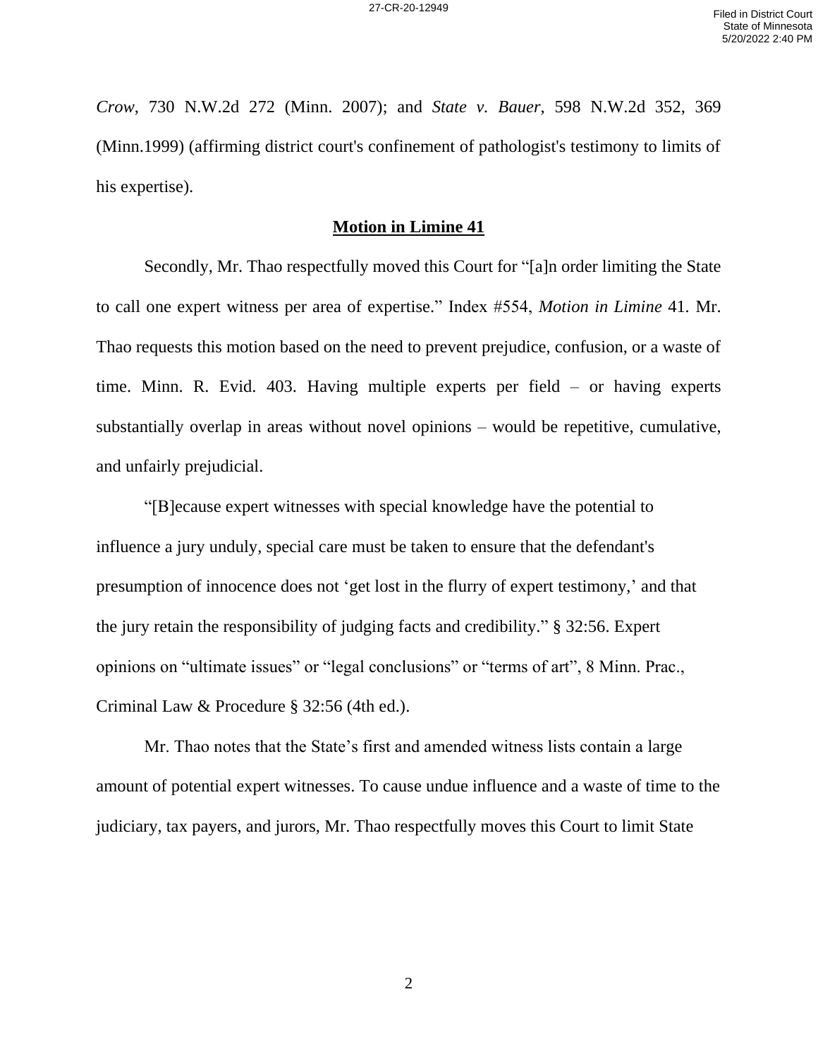*Crow*, 730 N.W.2d 272 (Minn. 2007); and *State v. Bauer*, 598 N.W.2d 352, 369 (Minn.1999) (affirming district court's confinement of pathologist's testimony to limits of his expertise).

**Motion in Limine 41**

Secondly, Mr. Thao respectfully moved this Court for "[a]n order limiting the State to call one expert witness per area of expertise." Index #554, *Motion in Limine* 41. Mr. Thao requests this motion based on the need to prevent prejudice, confusion, or a waste of time. Minn. R. Evid. 403. Having multiple experts per field – or having experts substantially overlap in areas without novel opinions – would be repetitive, cumulative, and unfairly prejudicial.

"[B]ecause expert witnesses with special knowledge have the potential to influence a jury unduly, special care must be taken to ensure that the defendant's presumption of innocence does not 'get lost in the flurry of expert testimony,' and that the jury retain the responsibility of judging facts and credibility." § 32:56. Expert opinions on "ultimate issues" or "legal conclusions" or "terms of art", 8 Minn. Prac., Criminal Law & Procedure § 32:56 (4th ed.).

Mr. Thao notes that the State's first and amended witness lists contain a large amount of potential expert witnesses. To cause undue influence and a waste of time to the judiciary, tax payers, and jurors, Mr. Thao respectfully moves this Court to limit State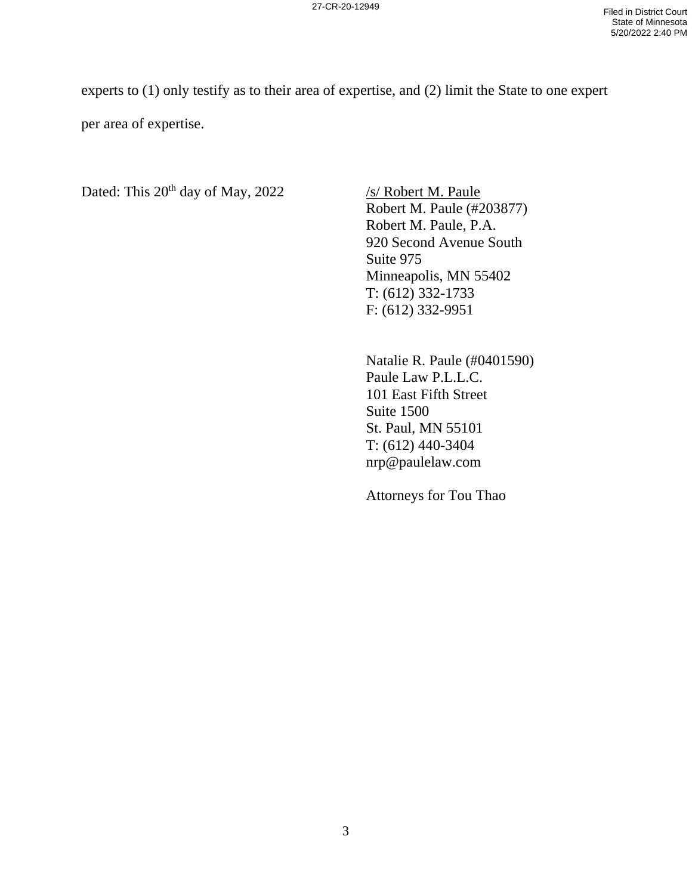experts to (1) only testify as to their area of expertise, and (2) limit the State to one expert per area of expertise.

Dated: This 20th day of May, 2022

/s/ Robert M. Paule
Robert M. Paule (#203877)
Robert M. Paule, P.A.
920 Second Avenue South
Suite 975
Minneapolis, MN 55402
T: (612) 332-1733
F: (612) 332-9951

Natalie R. Paule (#0401590)
Paule Law P.L.L.C.
101 East Fifth Street
Suite 1500
St. Paul, MN 55101
T: (612) 440-3404
nrp@paulelaw.com

Attorneys for Tou Thao